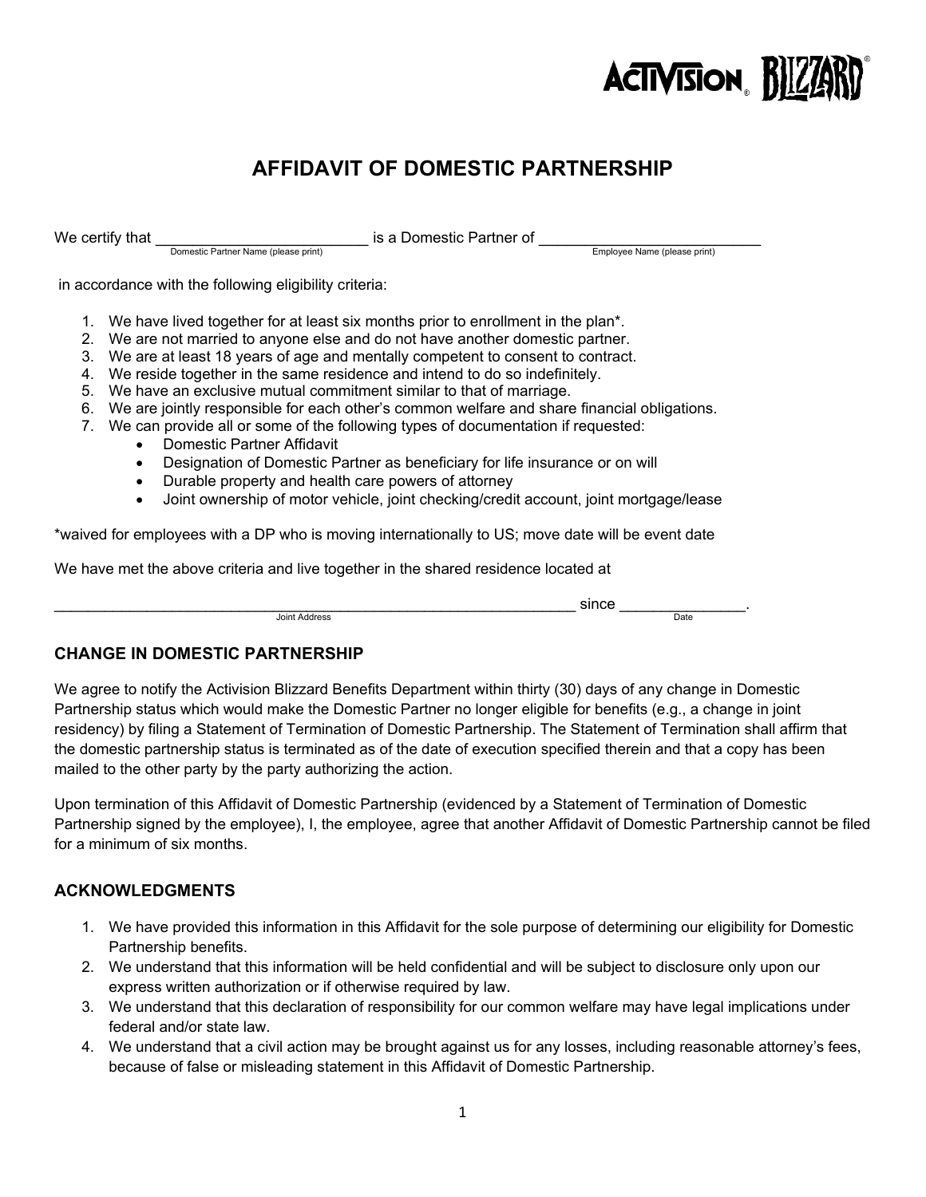# AFFIDAVIT OF DOMESTIC PARTNERSHIP

We certify that ___________________________ is a Domestic Partner of ___________________________
Domestic Partner Name (please print) Employee Name (please print)

in accordance with the following eligibility criteria:

1. We have lived together for at least six months prior to enrollment in the plan*.
2. We are not married to anyone else and do not have another domestic partner.
3. We are at least 18 years of age and mentally competent to consent to contract.
4. We reside together in the same residence and intend to do so indefinitely.
5. We have an exclusive mutual commitment similar to that of marriage.
6. We are jointly responsible for each other's common welfare and share financial obligations.
7. We can provide all or some of the following types of documentation if requested:
   - Domestic Partner Affidavit
   - Designation of Domestic Partner as beneficiary for life insurance or on will
   - Durable property and health care powers of attorney
   - Joint ownership of motor vehicle, joint checking/credit account, joint mortgage/lease

*waived for employees with a DP who is moving internationally to US; move date will be event date

We have met the above criteria and live together in the shared residence located at

_________________________________________________________________ since _______________.
Joint Address Date

## CHANGE IN DOMESTIC PARTNERSHIP

We agree to notify the Activision Blizzard Benefits Department within thirty (30) days of any change in Domestic Partnership status which would make the Domestic Partner no longer eligible for benefits (e.g., a change in joint residency) by filing a Statement of Termination of Domestic Partnership. The Statement of Termination shall affirm that the domestic partnership status is terminated as of the date of execution specified therein and that a copy has been mailed to the other party by the party authorizing the action.

Upon termination of this Affidavit of Domestic Partnership (evidenced by a Statement of Termination of Domestic Partnership signed by the employee), I, the employee, agree that another Affidavit of Domestic Partnership cannot be filed for a minimum of six months.

## ACKNOWLEDGMENTS

1. We have provided this information in this Affidavit for the sole purpose of determining our eligibility for Domestic Partnership benefits.
2. We understand that this information will be held confidential and will be subject to disclosure only upon our express written authorization or if otherwise required by law.
3. We understand that this declaration of responsibility for our common welfare may have legal implications under federal and/or state law.
4. We understand that a civil action may be brought against us for any losses, including reasonable attorney's fees, because of false or misleading statement in this Affidavit of Domestic Partnership.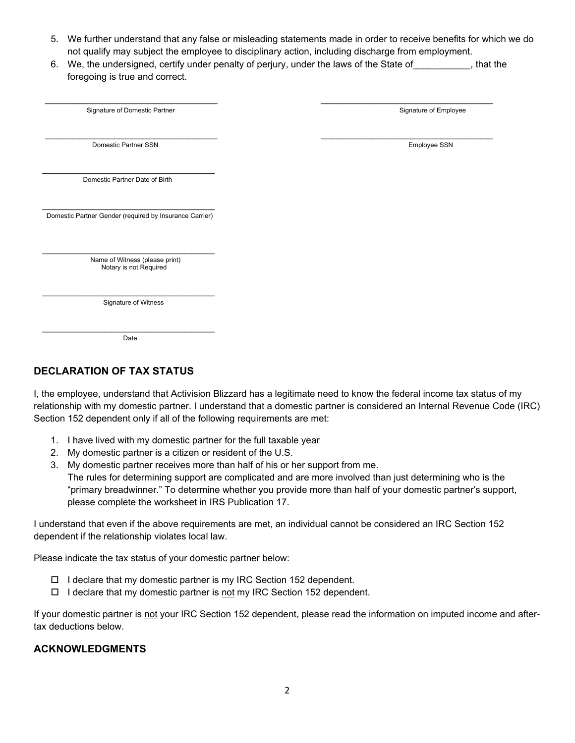5. We further understand that any false or misleading statements made in order to receive benefits for which we do not qualify may subject the employee to disciplinary action, including discharge from employment.
6. We, the undersigned, certify under penalty of perjury, under the laws of the State of___________, that the foregoing is true and correct.

| | |
|---|---|
| ____________________________________ | ____________________________________ |
| Signature of Domestic Partner | Signature of Employee |
| ____________________________________ | ____________________________________ |
| Domestic Partner SSN | Employee SSN |

____________________________________
Domestic Partner Date of Birth

____________________________________
Domestic Partner Gender (required by Insurance Carrier)

____________________________________
Name of Witness (please print)
Notary is not Required

____________________________________
Signature of Witness

____________________________________
Date

## DECLARATION OF TAX STATUS

I, the employee, understand that Activision Blizzard has a legitimate need to know the federal income tax status of my relationship with my domestic partner. I understand that a domestic partner is considered an Internal Revenue Code (IRC) Section 152 dependent only if all of the following requirements are met:

1. I have lived with my domestic partner for the full taxable year
2. My domestic partner is a citizen or resident of the U.S.
3. My domestic partner receives more than half of his or her support from me.
   The rules for determining support are complicated and are more involved than just determining who is the "primary breadwinner." To determine whether you provide more than half of your domestic partner's support, please complete the worksheet in IRS Publication 17.

I understand that even if the above requirements are met, an individual cannot be considered an IRC Section 152 dependent if the relationship violates local law.

Please indicate the tax status of your domestic partner below:

- ☐ I declare that my domestic partner is my IRC Section 152 dependent.
- ☐ I declare that my domestic partner is not my IRC Section 152 dependent.

If your domestic partner is not your IRC Section 152 dependent, please read the information on imputed income and after-tax deductions below.

## ACKNOWLEDGMENTS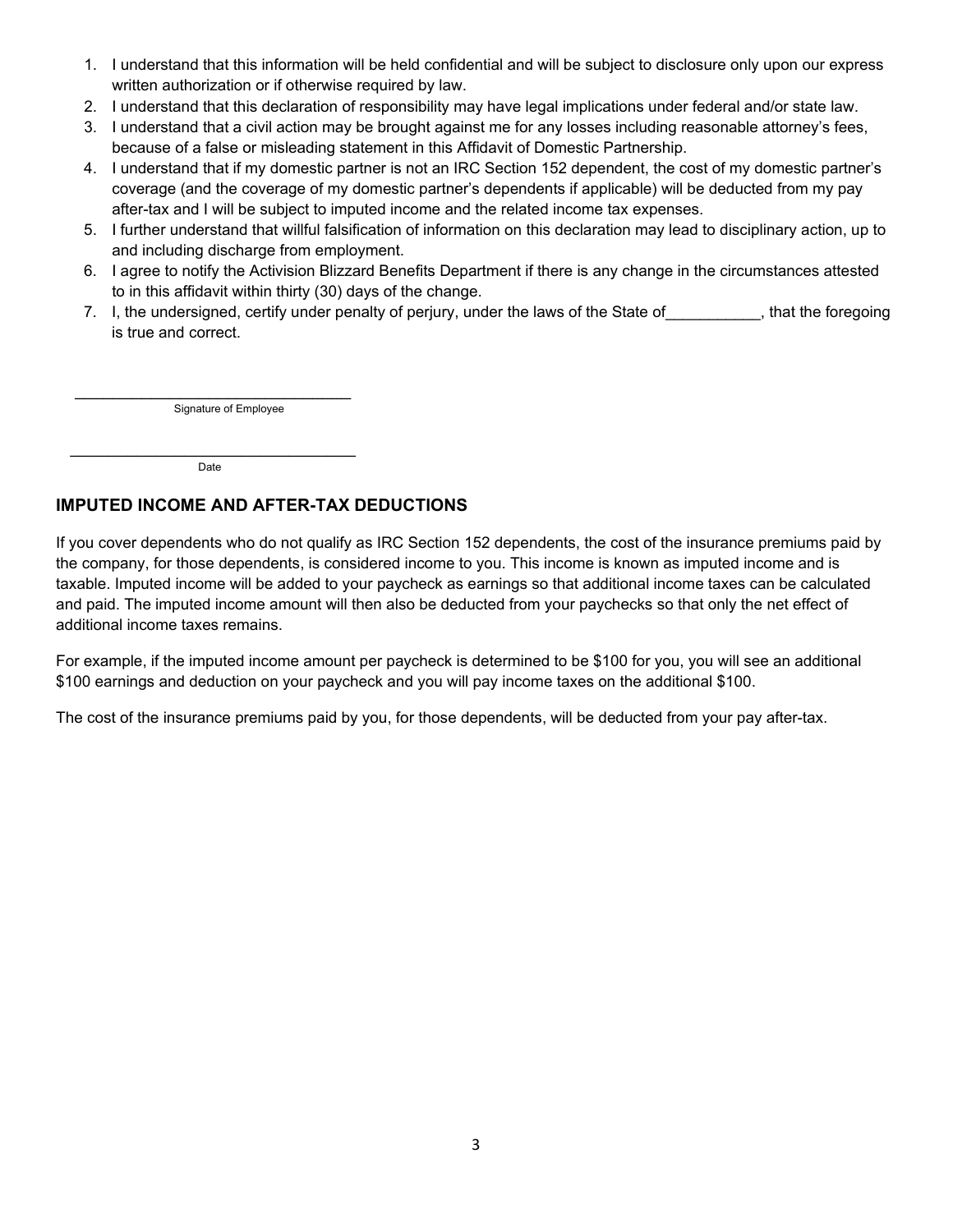1. I understand that this information will be held confidential and will be subject to disclosure only upon our express written authorization or if otherwise required by law.
2. I understand that this declaration of responsibility may have legal implications under federal and/or state law.
3. I understand that a civil action may be brought against me for any losses including reasonable attorney's fees, because of a false or misleading statement in this Affidavit of Domestic Partnership.
4. I understand that if my domestic partner is not an IRC Section 152 dependent, the cost of my domestic partner's coverage (and the coverage of my domestic partner's dependents if applicable) will be deducted from my pay after-tax and I will be subject to imputed income and the related income tax expenses.
5. I further understand that willful falsification of information on this declaration may lead to disciplinary action, up to and including discharge from employment.
6. I agree to notify the Activision Blizzard Benefits Department if there is any change in the circumstances attested to in this affidavit within thirty (30) days of the change.
7. I, the undersigned, certify under penalty of perjury, under the laws of the State of___________, that the foregoing is true and correct.

_________________________________
Signature of Employee

_________________________________
Date

### IMPUTED INCOME AND AFTER-TAX DEDUCTIONS

If you cover dependents who do not qualify as IRC Section 152 dependents, the cost of the insurance premiums paid by the company, for those dependents, is considered income to you. This income is known as imputed income and is taxable. Imputed income will be added to your paycheck as earnings so that additional income taxes can be calculated and paid. The imputed income amount will then also be deducted from your paychecks so that only the net effect of additional income taxes remains.

For example, if the imputed income amount per paycheck is determined to be $100 for you, you will see an additional $100 earnings and deduction on your paycheck and you will pay income taxes on the additional $100.

The cost of the insurance premiums paid by you, for those dependents, will be deducted from your pay after-tax.